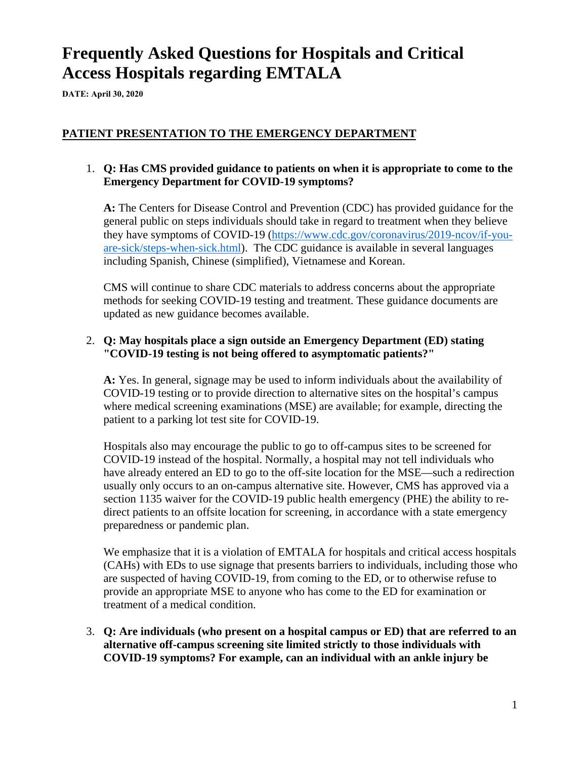# Frequently Asked Questions for Hospitals and Critical Access Hospitals regarding EMTALA

**DATE: April 30, 2020**

## PATIENT PRESENTATION TO THE EMERGENCY DEPARTMENT

1. **Q: Has CMS provided guidance to patients on when it is appropriate to come to the Emergency Department for COVID-19 symptoms?**

   **A:** The Centers for Disease Control and Prevention (CDC) has provided guidance for the general public on steps individuals should take in regard to treatment when they believe they have symptoms of COVID-19 (https://www.cdc.gov/coronavirus/2019-ncov/if-you-are-sick/steps-when-sick.html). The CDC guidance is available in several languages including Spanish, Chinese (simplified), Vietnamese and Korean.

   CMS will continue to share CDC materials to address concerns about the appropriate methods for seeking COVID-19 testing and treatment. These guidance documents are updated as new guidance becomes available.

2. **Q: May hospitals place a sign outside an Emergency Department (ED) stating "COVID-19 testing is not being offered to asymptomatic patients?"**

   **A:** Yes. In general, signage may be used to inform individuals about the availability of COVID-19 testing or to provide direction to alternative sites on the hospital's campus where medical screening examinations (MSE) are available; for example, directing the patient to a parking lot test site for COVID-19.

   Hospitals also may encourage the public to go to off-campus sites to be screened for COVID-19 instead of the hospital. Normally, a hospital may not tell individuals who have already entered an ED to go to the off-site location for the MSE—such a redirection usually only occurs to an on-campus alternative site. However, CMS has approved via a section 1135 waiver for the COVID-19 public health emergency (PHE) the ability to re-direct patients to an offsite location for screening, in accordance with a state emergency preparedness or pandemic plan.

   We emphasize that it is a violation of EMTALA for hospitals and critical access hospitals (CAHs) with EDs to use signage that presents barriers to individuals, including those who are suspected of having COVID-19, from coming to the ED, or to otherwise refuse to provide an appropriate MSE to anyone who has come to the ED for examination or treatment of a medical condition.

3. **Q: Are individuals (who present on a hospital campus or ED) that are referred to an alternative off-campus screening site limited strictly to those individuals with COVID-19 symptoms? For example, can an individual with an ankle injury be**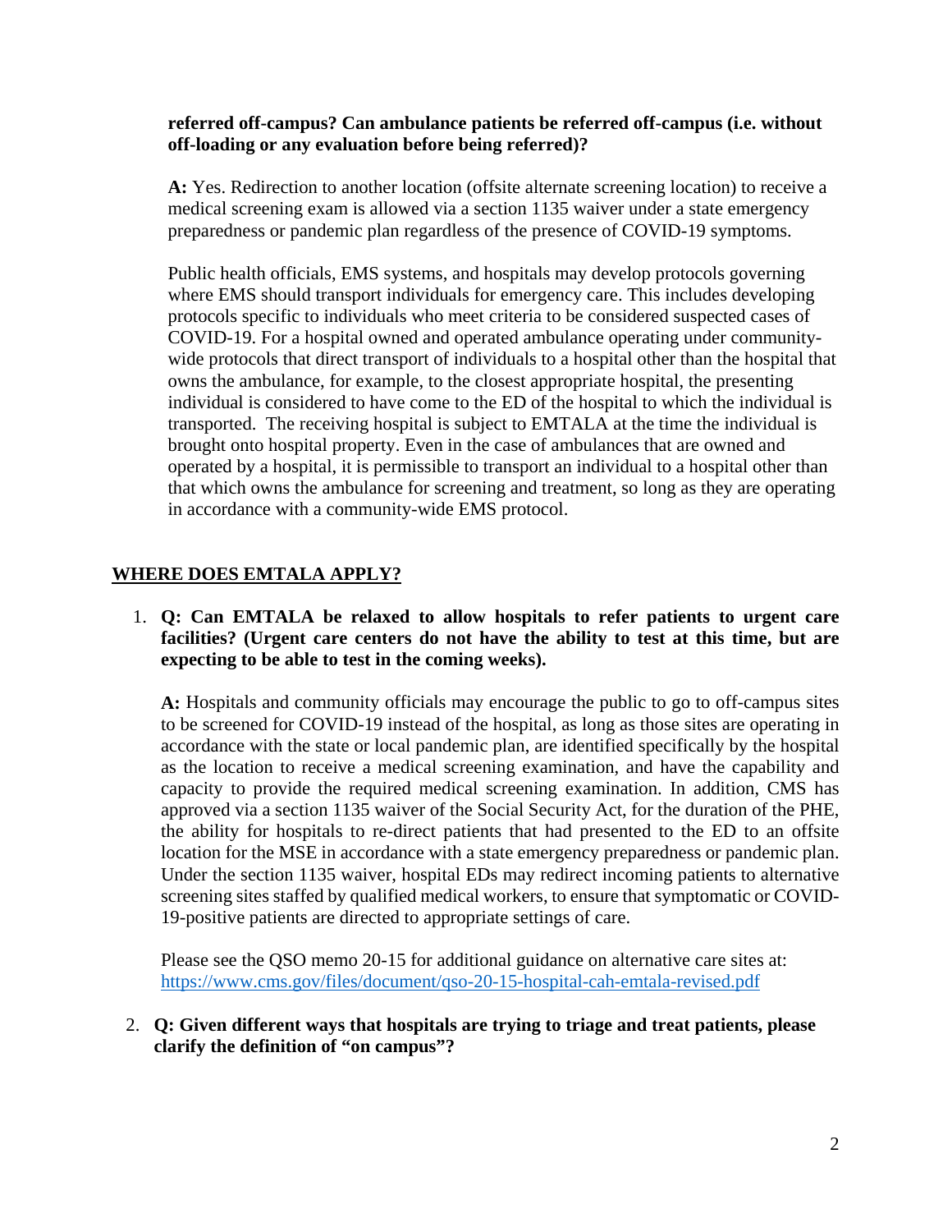**referred off-campus? Can ambulance patients be referred off-campus (i.e. without off-loading or any evaluation before being referred)?**

**A:** Yes. Redirection to another location (offsite alternate screening location) to receive a medical screening exam is allowed via a section 1135 waiver under a state emergency preparedness or pandemic plan regardless of the presence of COVID-19 symptoms.

Public health officials, EMS systems, and hospitals may develop protocols governing where EMS should transport individuals for emergency care. This includes developing protocols specific to individuals who meet criteria to be considered suspected cases of COVID-19. For a hospital owned and operated ambulance operating under community-wide protocols that direct transport of individuals to a hospital other than the hospital that owns the ambulance, for example, to the closest appropriate hospital, the presenting individual is considered to have come to the ED of the hospital to which the individual is transported. The receiving hospital is subject to EMTALA at the time the individual is brought onto hospital property. Even in the case of ambulances that are owned and operated by a hospital, it is permissible to transport an individual to a hospital other than that which owns the ambulance for screening and treatment, so long as they are operating in accordance with a community-wide EMS protocol.

## WHERE DOES EMTALA APPLY?

1. **Q: Can EMTALA be relaxed to allow hospitals to refer patients to urgent care facilities? (Urgent care centers do not have the ability to test at this time, but are expecting to be able to test in the coming weeks).**

   **A:** Hospitals and community officials may encourage the public to go to off-campus sites to be screened for COVID-19 instead of the hospital, as long as those sites are operating in accordance with the state or local pandemic plan, are identified specifically by the hospital as the location to receive a medical screening examination, and have the capability and capacity to provide the required medical screening examination. In addition, CMS has approved via a section 1135 waiver of the Social Security Act, for the duration of the PHE, the ability for hospitals to re-direct patients that had presented to the ED to an offsite location for the MSE in accordance with a state emergency preparedness or pandemic plan. Under the section 1135 waiver, hospital EDs may redirect incoming patients to alternative screening sites staffed by qualified medical workers, to ensure that symptomatic or COVID-19-positive patients are directed to appropriate settings of care.

   Please see the QSO memo 20-15 for additional guidance on alternative care sites at: https://www.cms.gov/files/document/qso-20-15-hospital-cah-emtala-revised.pdf

2. **Q: Given different ways that hospitals are trying to triage and treat patients, please clarify the definition of "on campus"?**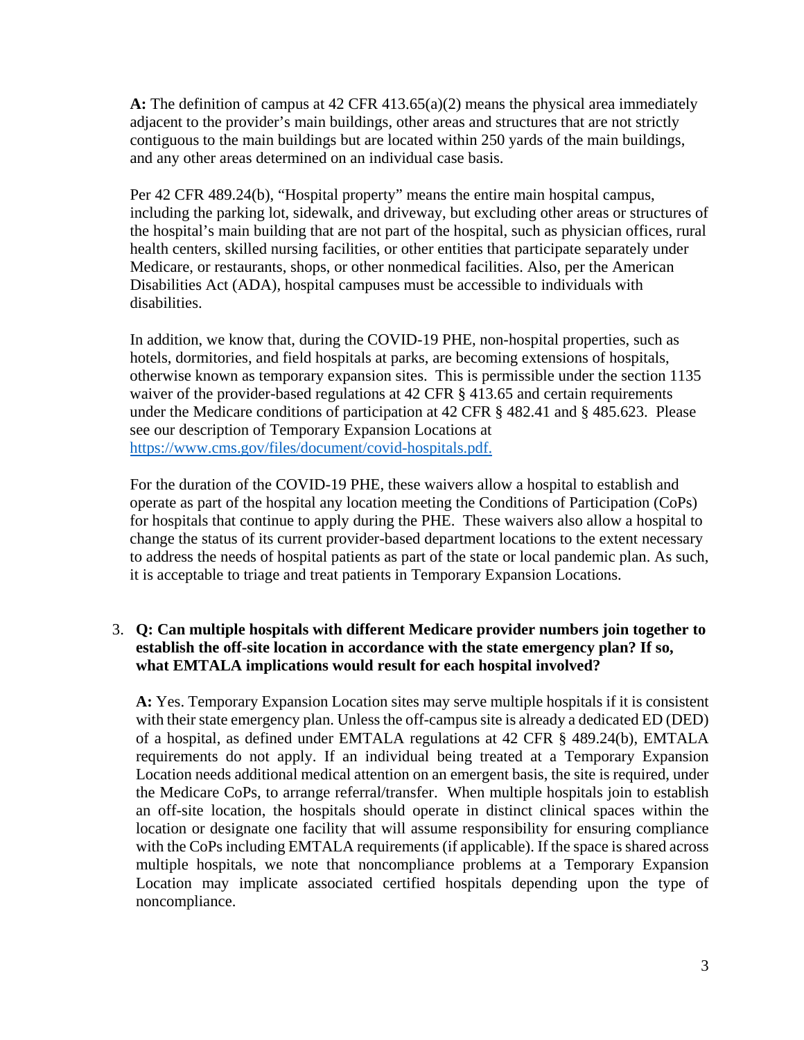**A:** The definition of campus at 42 CFR 413.65(a)(2) means the physical area immediately adjacent to the provider's main buildings, other areas and structures that are not strictly contiguous to the main buildings but are located within 250 yards of the main buildings, and any other areas determined on an individual case basis.

Per 42 CFR 489.24(b), "Hospital property" means the entire main hospital campus, including the parking lot, sidewalk, and driveway, but excluding other areas or structures of the hospital's main building that are not part of the hospital, such as physician offices, rural health centers, skilled nursing facilities, or other entities that participate separately under Medicare, or restaurants, shops, or other nonmedical facilities. Also, per the American Disabilities Act (ADA), hospital campuses must be accessible to individuals with disabilities.

In addition, we know that, during the COVID-19 PHE, non-hospital properties, such as hotels, dormitories, and field hospitals at parks, are becoming extensions of hospitals, otherwise known as temporary expansion sites. This is permissible under the section 1135 waiver of the provider-based regulations at 42 CFR § 413.65 and certain requirements under the Medicare conditions of participation at 42 CFR § 482.41 and § 485.623. Please see our description of Temporary Expansion Locations at [https://www.cms.gov/files/document/covid-hospitals.pdf.](https://www.cms.gov/files/document/covid-hospitals.pdf)

For the duration of the COVID-19 PHE, these waivers allow a hospital to establish and operate as part of the hospital any location meeting the Conditions of Participation (CoPs) for hospitals that continue to apply during the PHE. These waivers also allow a hospital to change the status of its current provider-based department locations to the extent necessary to address the needs of hospital patients as part of the state or local pandemic plan. As such, it is acceptable to triage and treat patients in Temporary Expansion Locations.

3. **Q: Can multiple hospitals with different Medicare provider numbers join together to establish the off-site location in accordance with the state emergency plan? If so, what EMTALA implications would result for each hospital involved?**

   **A:** Yes. Temporary Expansion Location sites may serve multiple hospitals if it is consistent with their state emergency plan. Unless the off-campus site is already a dedicated ED (DED) of a hospital, as defined under EMTALA regulations at 42 CFR § 489.24(b), EMTALA requirements do not apply. If an individual being treated at a Temporary Expansion Location needs additional medical attention on an emergent basis, the site is required, under the Medicare CoPs, to arrange referral/transfer. When multiple hospitals join to establish an off-site location, the hospitals should operate in distinct clinical spaces within the location or designate one facility that will assume responsibility for ensuring compliance with the CoPs including EMTALA requirements (if applicable). If the space is shared across multiple hospitals, we note that noncompliance problems at a Temporary Expansion Location may implicate associated certified hospitals depending upon the type of noncompliance.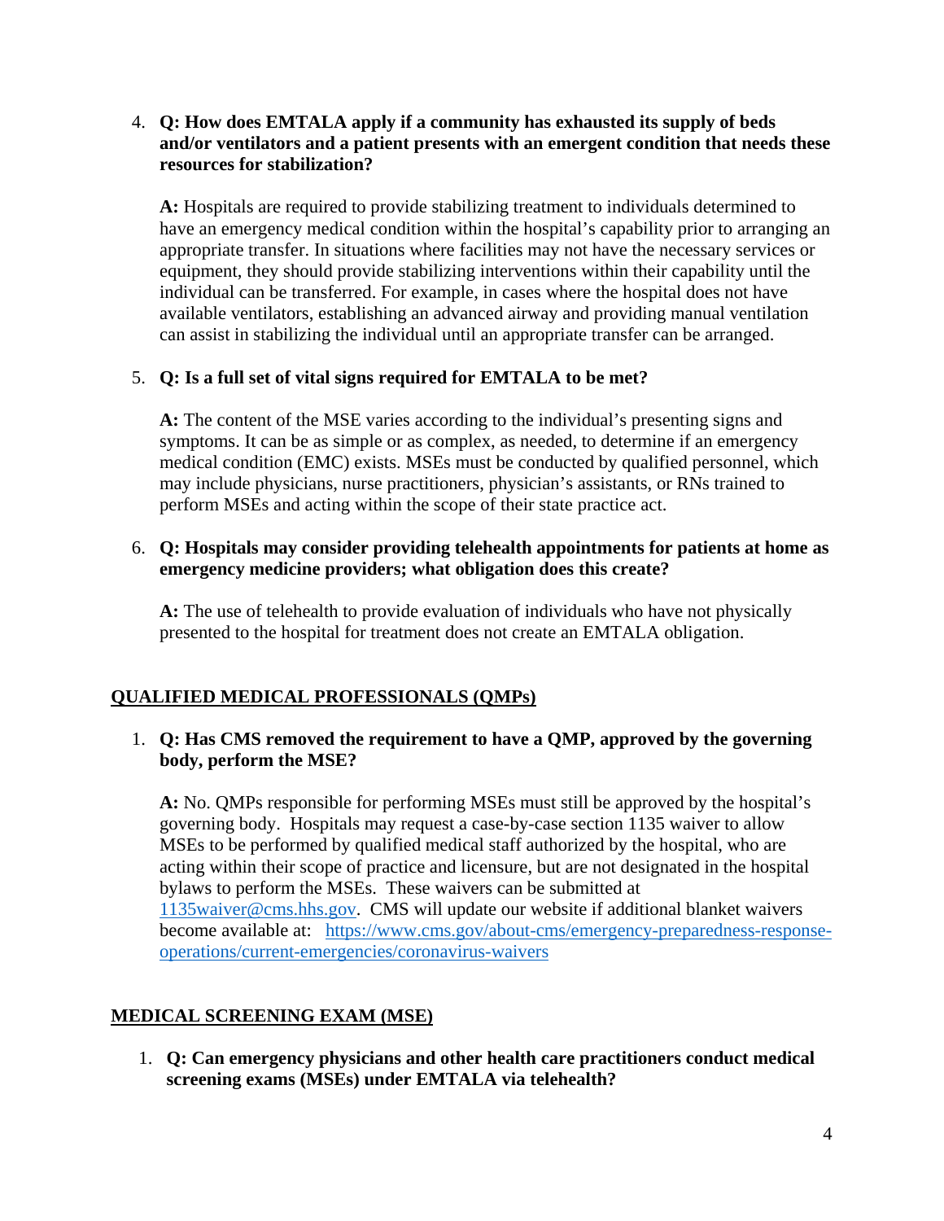4. **Q: How does EMTALA apply if a community has exhausted its supply of beds and/or ventilators and a patient presents with an emergent condition that needs these resources for stabilization?**

   **A:** Hospitals are required to provide stabilizing treatment to individuals determined to have an emergency medical condition within the hospital's capability prior to arranging an appropriate transfer. In situations where facilities may not have the necessary services or equipment, they should provide stabilizing interventions within their capability until the individual can be transferred. For example, in cases where the hospital does not have available ventilators, establishing an advanced airway and providing manual ventilation can assist in stabilizing the individual until an appropriate transfer can be arranged.

5. **Q: Is a full set of vital signs required for EMTALA to be met?**

   **A:** The content of the MSE varies according to the individual's presenting signs and symptoms. It can be as simple or as complex, as needed, to determine if an emergency medical condition (EMC) exists. MSEs must be conducted by qualified personnel, which may include physicians, nurse practitioners, physician's assistants, or RNs trained to perform MSEs and acting within the scope of their state practice act.

6. **Q: Hospitals may consider providing telehealth appointments for patients at home as emergency medicine providers; what obligation does this create?**

   **A:** The use of telehealth to provide evaluation of individuals who have not physically presented to the hospital for treatment does not create an EMTALA obligation.

## QUALIFIED MEDICAL PROFESSIONALS (QMPs)

1. **Q: Has CMS removed the requirement to have a QMP, approved by the governing body, perform the MSE?**

   **A:** No. QMPs responsible for performing MSEs must still be approved by the hospital's governing body. Hospitals may request a case-by-case section 1135 waiver to allow MSEs to be performed by qualified medical staff authorized by the hospital, who are acting within their scope of practice and licensure, but are not designated in the hospital bylaws to perform the MSEs. These waivers can be submitted at 1135waiver@cms.hhs.gov. CMS will update our website if additional blanket waivers become available at: https://www.cms.gov/about-cms/emergency-preparedness-response-operations/current-emergencies/coronavirus-waivers

## MEDICAL SCREENING EXAM (MSE)

1. **Q: Can emergency physicians and other health care practitioners conduct medical screening exams (MSEs) under EMTALA via telehealth?**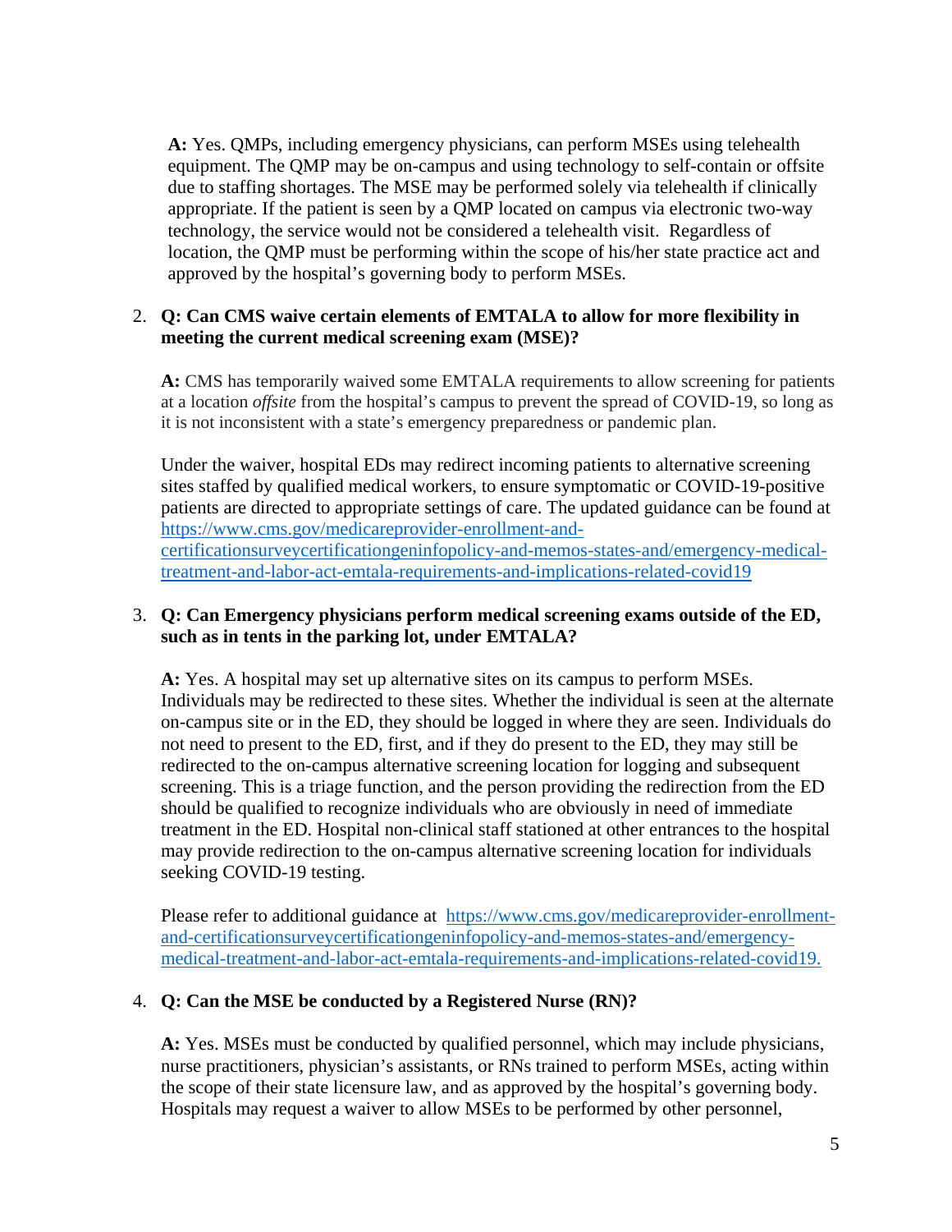**A:** Yes. QMPs, including emergency physicians, can perform MSEs using telehealth equipment. The QMP may be on-campus and using technology to self-contain or offsite due to staffing shortages. The MSE may be performed solely via telehealth if clinically appropriate. If the patient is seen by a QMP located on campus via electronic two-way technology, the service would not be considered a telehealth visit. Regardless of location, the QMP must be performing within the scope of his/her state practice act and approved by the hospital's governing body to perform MSEs.

2. **Q: Can CMS waive certain elements of EMTALA to allow for more flexibility in meeting the current medical screening exam (MSE)?**

   **A:** CMS has temporarily waived some EMTALA requirements to allow screening for patients at a location *offsite* from the hospital's campus to prevent the spread of COVID-19, so long as it is not inconsistent with a state's emergency preparedness or pandemic plan.

   Under the waiver, hospital EDs may redirect incoming patients to alternative screening sites staffed by qualified medical workers, to ensure symptomatic or COVID-19-positive patients are directed to appropriate settings of care. The updated guidance can be found at [https://www.cms.gov/medicareprovider-enrollment-and-certificationsurveycertificationgeninfopolicy-and-memos-states-and/emergency-medical-treatment-and-labor-act-emtala-requirements-and-implications-related-covid19](https://www.cms.gov/medicareprovider-enrollment-and-certificationsurveycertificationgeninfopolicy-and-memos-states-and/emergency-medical-treatment-and-labor-act-emtala-requirements-and-implications-related-covid19)

3. **Q: Can Emergency physicians perform medical screening exams outside of the ED, such as in tents in the parking lot, under EMTALA?**

   **A:** Yes. A hospital may set up alternative sites on its campus to perform MSEs. Individuals may be redirected to these sites. Whether the individual is seen at the alternate on-campus site or in the ED, they should be logged in where they are seen. Individuals do not need to present to the ED, first, and if they do present to the ED, they may still be redirected to the on-campus alternative screening location for logging and subsequent screening. This is a triage function, and the person providing the redirection from the ED should be qualified to recognize individuals who are obviously in need of immediate treatment in the ED. Hospital non-clinical staff stationed at other entrances to the hospital may provide redirection to the on-campus alternative screening location for individuals seeking COVID-19 testing.

   Please refer to additional guidance at [https://www.cms.gov/medicareprovider-enrollment-and-certificationsurveycertificationgeninfopolicy-and-memos-states-and/emergency-medical-treatment-and-labor-act-emtala-requirements-and-implications-related-covid19.](https://www.cms.gov/medicareprovider-enrollment-and-certificationsurveycertificationgeninfopolicy-and-memos-states-and/emergency-medical-treatment-and-labor-act-emtala-requirements-and-implications-related-covid19)

4. **Q: Can the MSE be conducted by a Registered Nurse (RN)?**

   **A:** Yes. MSEs must be conducted by qualified personnel, which may include physicians, nurse practitioners, physician's assistants, or RNs trained to perform MSEs, acting within the scope of their state licensure law, and as approved by the hospital's governing body. Hospitals may request a waiver to allow MSEs to be performed by other personnel,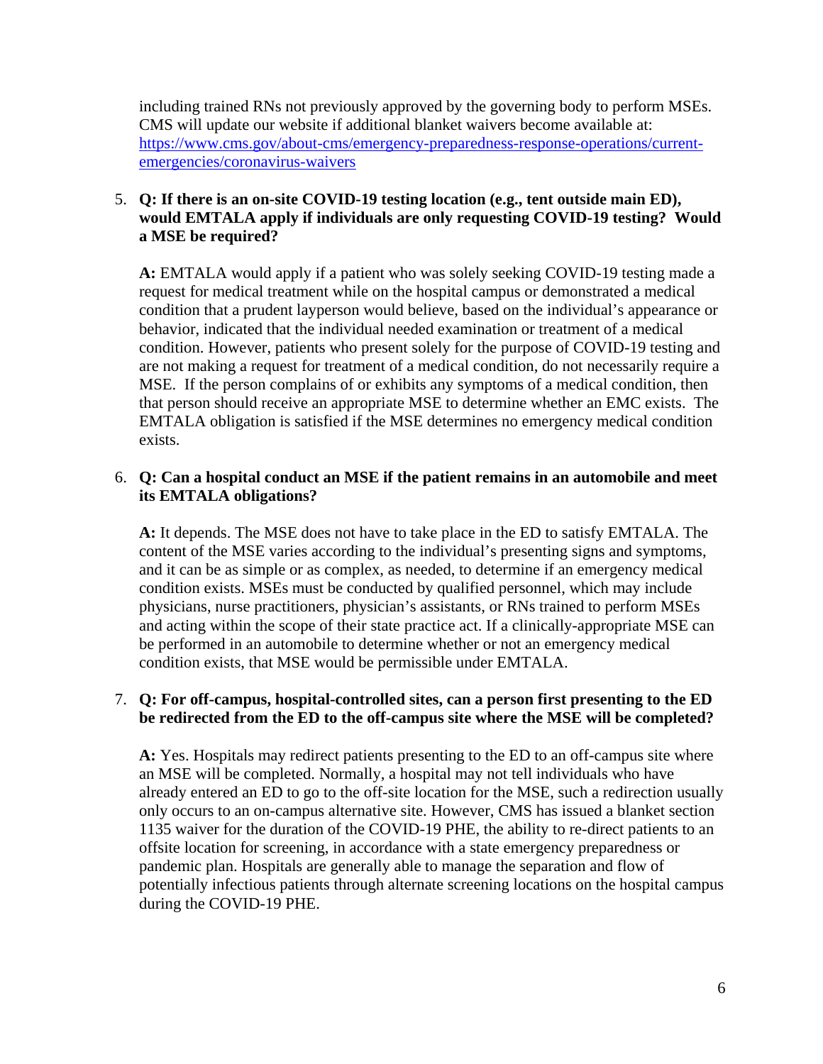including trained RNs not previously approved by the governing body to perform MSEs. CMS will update our website if additional blanket waivers become available at: [https://www.cms.gov/about-cms/emergency-preparedness-response-operations/current-emergencies/coronavirus-waivers](https://www.cms.gov/about-cms/emergency-preparedness-response-operations/current-emergencies/coronavirus-waivers)

5. **Q: If there is an on-site COVID-19 testing location (e.g., tent outside main ED), would EMTALA apply if individuals are only requesting COVID-19 testing? Would a MSE be required?**

   **A:** EMTALA would apply if a patient who was solely seeking COVID-19 testing made a request for medical treatment while on the hospital campus or demonstrated a medical condition that a prudent layperson would believe, based on the individual's appearance or behavior, indicated that the individual needed examination or treatment of a medical condition. However, patients who present solely for the purpose of COVID-19 testing and are not making a request for treatment of a medical condition, do not necessarily require a MSE. If the person complains of or exhibits any symptoms of a medical condition, then that person should receive an appropriate MSE to determine whether an EMC exists. The EMTALA obligation is satisfied if the MSE determines no emergency medical condition exists.

6. **Q: Can a hospital conduct an MSE if the patient remains in an automobile and meet its EMTALA obligations?**

   **A:** It depends. The MSE does not have to take place in the ED to satisfy EMTALA. The content of the MSE varies according to the individual's presenting signs and symptoms, and it can be as simple or as complex, as needed, to determine if an emergency medical condition exists. MSEs must be conducted by qualified personnel, which may include physicians, nurse practitioners, physician's assistants, or RNs trained to perform MSEs and acting within the scope of their state practice act. If a clinically-appropriate MSE can be performed in an automobile to determine whether or not an emergency medical condition exists, that MSE would be permissible under EMTALA.

7. **Q: For off-campus, hospital-controlled sites, can a person first presenting to the ED be redirected from the ED to the off-campus site where the MSE will be completed?**

   **A:** Yes. Hospitals may redirect patients presenting to the ED to an off-campus site where an MSE will be completed. Normally, a hospital may not tell individuals who have already entered an ED to go to the off-site location for the MSE, such a redirection usually only occurs to an on-campus alternative site. However, CMS has issued a blanket section 1135 waiver for the duration of the COVID-19 PHE, the ability to re-direct patients to an offsite location for screening, in accordance with a state emergency preparedness or pandemic plan. Hospitals are generally able to manage the separation and flow of potentially infectious patients through alternate screening locations on the hospital campus during the COVID-19 PHE.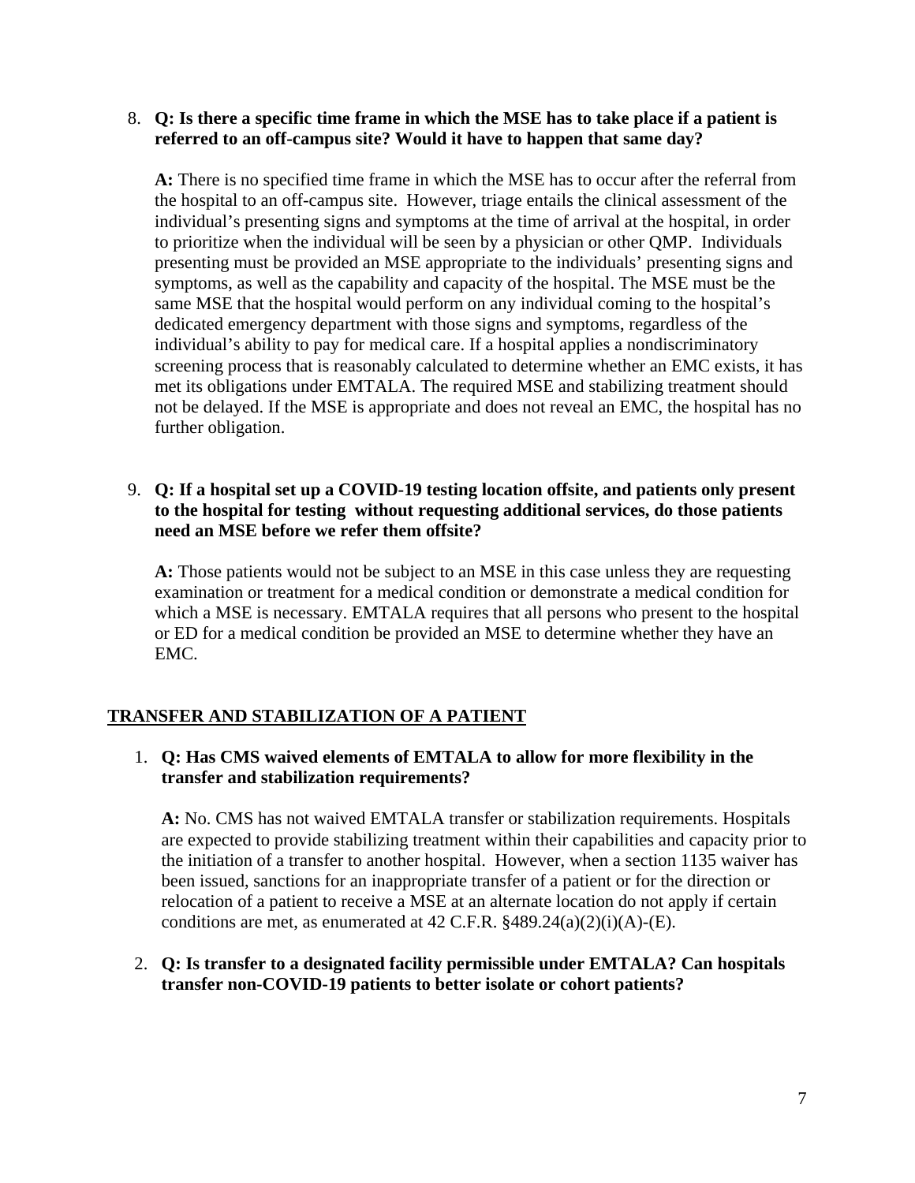8. **Q: Is there a specific time frame in which the MSE has to take place if a patient is referred to an off-campus site? Would it have to happen that same day?**

   **A:** There is no specified time frame in which the MSE has to occur after the referral from the hospital to an off-campus site. However, triage entails the clinical assessment of the individual's presenting signs and symptoms at the time of arrival at the hospital, in order to prioritize when the individual will be seen by a physician or other QMP. Individuals presenting must be provided an MSE appropriate to the individuals' presenting signs and symptoms, as well as the capability and capacity of the hospital. The MSE must be the same MSE that the hospital would perform on any individual coming to the hospital's dedicated emergency department with those signs and symptoms, regardless of the individual's ability to pay for medical care. If a hospital applies a nondiscriminatory screening process that is reasonably calculated to determine whether an EMC exists, it has met its obligations under EMTALA. The required MSE and stabilizing treatment should not be delayed. If the MSE is appropriate and does not reveal an EMC, the hospital has no further obligation.

9. **Q: If a hospital set up a COVID-19 testing location offsite, and patients only present to the hospital for testing without requesting additional services, do those patients need an MSE before we refer them offsite?**

   **A:** Those patients would not be subject to an MSE in this case unless they are requesting examination or treatment for a medical condition or demonstrate a medical condition for which a MSE is necessary. EMTALA requires that all persons who present to the hospital or ED for a medical condition be provided an MSE to determine whether they have an EMC.

## TRANSFER AND STABILIZATION OF A PATIENT

1. **Q: Has CMS waived elements of EMTALA to allow for more flexibility in the transfer and stabilization requirements?**

   **A:** No. CMS has not waived EMTALA transfer or stabilization requirements. Hospitals are expected to provide stabilizing treatment within their capabilities and capacity prior to the initiation of a transfer to another hospital. However, when a section 1135 waiver has been issued, sanctions for an inappropriate transfer of a patient or for the direction or relocation of a patient to receive a MSE at an alternate location do not apply if certain conditions are met, as enumerated at 42 C.F.R. §489.24(a)(2)(i)(A)-(E).

2. **Q: Is transfer to a designated facility permissible under EMTALA? Can hospitals transfer non-COVID-19 patients to better isolate or cohort patients?**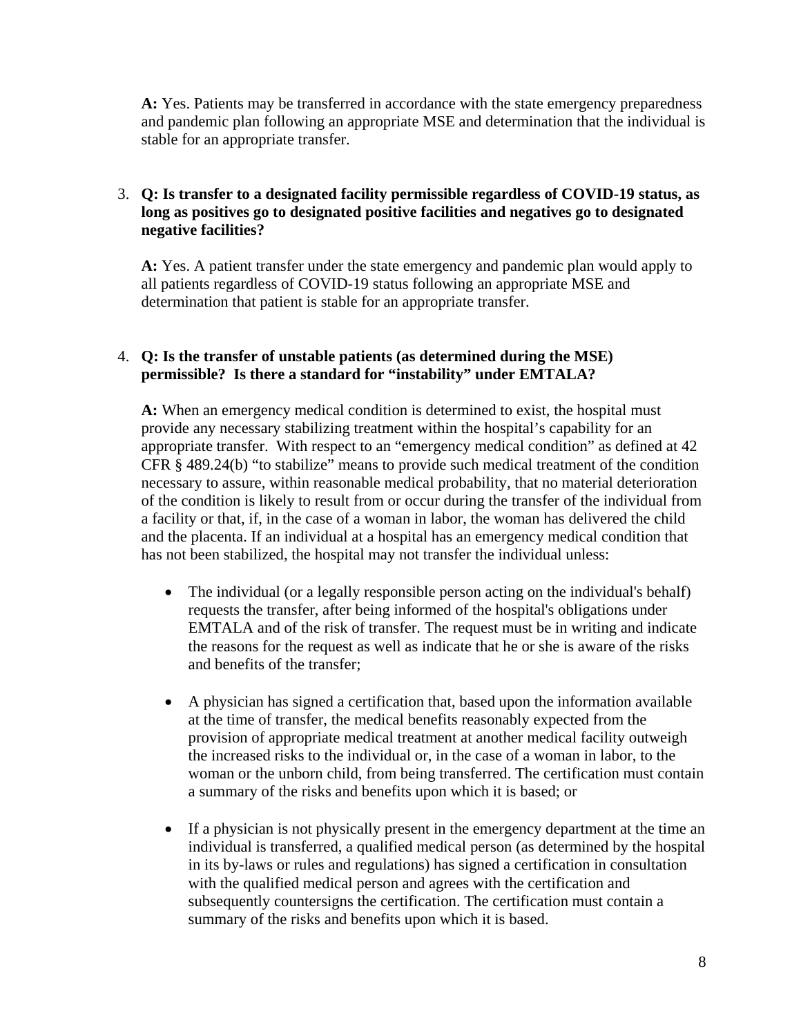**A:** Yes. Patients may be transferred in accordance with the state emergency preparedness and pandemic plan following an appropriate MSE and determination that the individual is stable for an appropriate transfer.

3. **Q: Is transfer to a designated facility permissible regardless of COVID-19 status, as long as positives go to designated positive facilities and negatives go to designated negative facilities?**

   **A:** Yes. A patient transfer under the state emergency and pandemic plan would apply to all patients regardless of COVID-19 status following an appropriate MSE and determination that patient is stable for an appropriate transfer.

4. **Q: Is the transfer of unstable patients (as determined during the MSE) permissible? Is there a standard for "instability" under EMTALA?**

   **A:** When an emergency medical condition is determined to exist, the hospital must provide any necessary stabilizing treatment within the hospital's capability for an appropriate transfer. With respect to an "emergency medical condition" as defined at 42 CFR § 489.24(b) "to stabilize" means to provide such medical treatment of the condition necessary to assure, within reasonable medical probability, that no material deterioration of the condition is likely to result from or occur during the transfer of the individual from a facility or that, if, in the case of a woman in labor, the woman has delivered the child and the placenta. If an individual at a hospital has an emergency medical condition that has not been stabilized, the hospital may not transfer the individual unless:

   - The individual (or a legally responsible person acting on the individual's behalf) requests the transfer, after being informed of the hospital's obligations under EMTALA and of the risk of transfer. The request must be in writing and indicate the reasons for the request as well as indicate that he or she is aware of the risks and benefits of the transfer;

   - A physician has signed a certification that, based upon the information available at the time of transfer, the medical benefits reasonably expected from the provision of appropriate medical treatment at another medical facility outweigh the increased risks to the individual or, in the case of a woman in labor, to the woman or the unborn child, from being transferred. The certification must contain a summary of the risks and benefits upon which it is based; or

   - If a physician is not physically present in the emergency department at the time an individual is transferred, a qualified medical person (as determined by the hospital in its by-laws or rules and regulations) has signed a certification in consultation with the qualified medical person and agrees with the certification and subsequently countersigns the certification. The certification must contain a summary of the risks and benefits upon which it is based.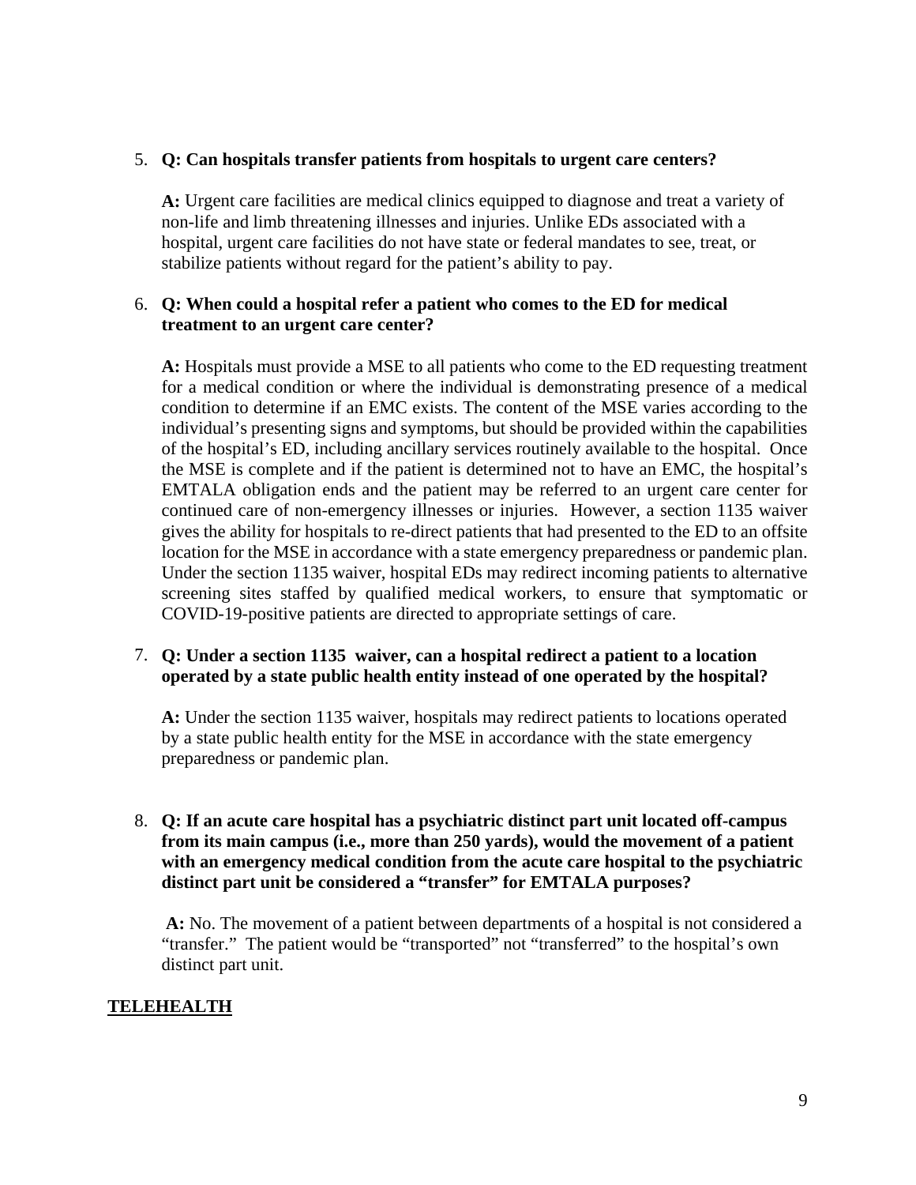5. **Q: Can hospitals transfer patients from hospitals to urgent care centers?**

   **A:** Urgent care facilities are medical clinics equipped to diagnose and treat a variety of non-life and limb threatening illnesses and injuries. Unlike EDs associated with a hospital, urgent care facilities do not have state or federal mandates to see, treat, or stabilize patients without regard for the patient's ability to pay.

6. **Q: When could a hospital refer a patient who comes to the ED for medical treatment to an urgent care center?**

   **A:** Hospitals must provide a MSE to all patients who come to the ED requesting treatment for a medical condition or where the individual is demonstrating presence of a medical condition to determine if an EMC exists. The content of the MSE varies according to the individual's presenting signs and symptoms, but should be provided within the capabilities of the hospital's ED, including ancillary services routinely available to the hospital. Once the MSE is complete and if the patient is determined not to have an EMC, the hospital's EMTALA obligation ends and the patient may be referred to an urgent care center for continued care of non-emergency illnesses or injuries. However, a section 1135 waiver gives the ability for hospitals to re-direct patients that had presented to the ED to an offsite location for the MSE in accordance with a state emergency preparedness or pandemic plan. Under the section 1135 waiver, hospital EDs may redirect incoming patients to alternative screening sites staffed by qualified medical workers, to ensure that symptomatic or COVID-19-positive patients are directed to appropriate settings of care.

7. **Q: Under a section 1135 waiver, can a hospital redirect a patient to a location operated by a state public health entity instead of one operated by the hospital?**

   **A:** Under the section 1135 waiver, hospitals may redirect patients to locations operated by a state public health entity for the MSE in accordance with the state emergency preparedness or pandemic plan.

8. **Q: If an acute care hospital has a psychiatric distinct part unit located off-campus from its main campus (i.e., more than 250 yards), would the movement of a patient with an emergency medical condition from the acute care hospital to the psychiatric distinct part unit be considered a "transfer" for EMTALA purposes?**

   **A:** No. The movement of a patient between departments of a hospital is not considered a "transfer." The patient would be "transported" not "transferred" to the hospital's own distinct part unit.

## TELEHEALTH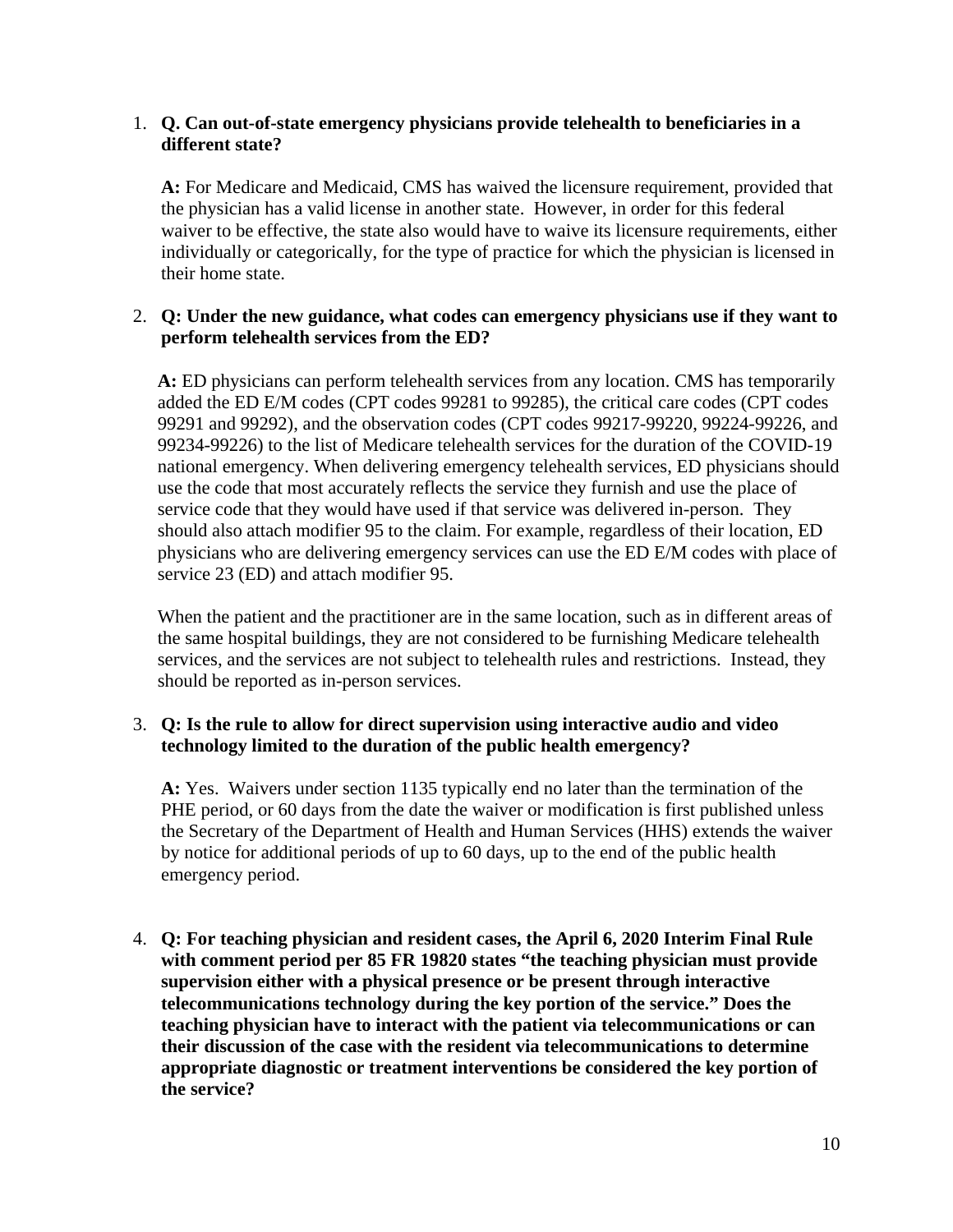1. **Q. Can out-of-state emergency physicians provide telehealth to beneficiaries in a different state?**

   **A:** For Medicare and Medicaid, CMS has waived the licensure requirement, provided that the physician has a valid license in another state. However, in order for this federal waiver to be effective, the state also would have to waive its licensure requirements, either individually or categorically, for the type of practice for which the physician is licensed in their home state.

2. **Q: Under the new guidance, what codes can emergency physicians use if they want to perform telehealth services from the ED?**

   **A:** ED physicians can perform telehealth services from any location. CMS has temporarily added the ED E/M codes (CPT codes 99281 to 99285), the critical care codes (CPT codes 99291 and 99292), and the observation codes (CPT codes 99217-99220, 99224-99226, and 99234-99226) to the list of Medicare telehealth services for the duration of the COVID-19 national emergency. When delivering emergency telehealth services, ED physicians should use the code that most accurately reflects the service they furnish and use the place of service code that they would have used if that service was delivered in-person. They should also attach modifier 95 to the claim. For example, regardless of their location, ED physicians who are delivering emergency services can use the ED E/M codes with place of service 23 (ED) and attach modifier 95.

   When the patient and the practitioner are in the same location, such as in different areas of the same hospital buildings, they are not considered to be furnishing Medicare telehealth services, and the services are not subject to telehealth rules and restrictions. Instead, they should be reported as in-person services.

3. **Q: Is the rule to allow for direct supervision using interactive audio and video technology limited to the duration of the public health emergency?**

   **A:** Yes. Waivers under section 1135 typically end no later than the termination of the PHE period, or 60 days from the date the waiver or modification is first published unless the Secretary of the Department of Health and Human Services (HHS) extends the waiver by notice for additional periods of up to 60 days, up to the end of the public health emergency period.

4. **Q: For teaching physician and resident cases, the April 6, 2020 Interim Final Rule with comment period per 85 FR 19820 states "the teaching physician must provide supervision either with a physical presence or be present through interactive telecommunications technology during the key portion of the service." Does the teaching physician have to interact with the patient via telecommunications or can their discussion of the case with the resident via telecommunications to determine appropriate diagnostic or treatment interventions be considered the key portion of the service?**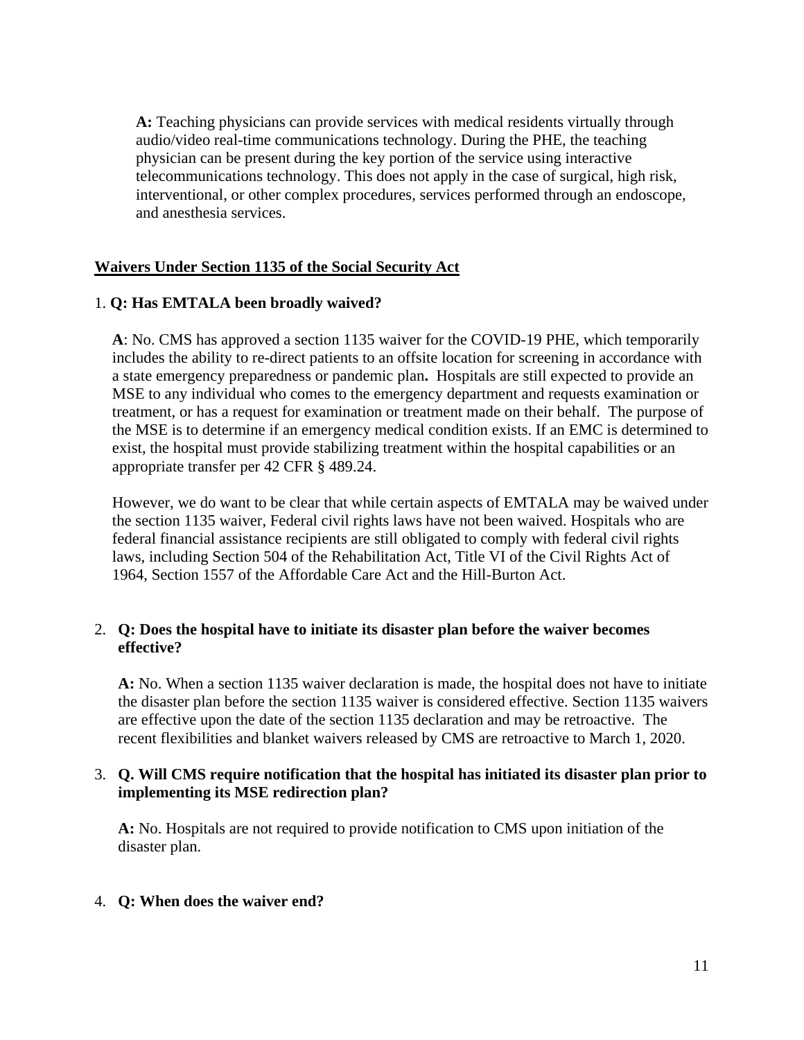**A:** Teaching physicians can provide services with medical residents virtually through audio/video real-time communications technology. During the PHE, the teaching physician can be present during the key portion of the service using interactive telecommunications technology. This does not apply in the case of surgical, high risk, interventional, or other complex procedures, services performed through an endoscope, and anesthesia services.

## Waivers Under Section 1135 of the Social Security Act

1. **Q: Has EMTALA been broadly waived?**

   **A**: No. CMS has approved a section 1135 waiver for the COVID-19 PHE, which temporarily includes the ability to re-direct patients to an offsite location for screening in accordance with a state emergency preparedness or pandemic plan**.** Hospitals are still expected to provide an MSE to any individual who comes to the emergency department and requests examination or treatment, or has a request for examination or treatment made on their behalf. The purpose of the MSE is to determine if an emergency medical condition exists. If an EMC is determined to exist, the hospital must provide stabilizing treatment within the hospital capabilities or an appropriate transfer per 42 CFR § 489.24.

   However, we do want to be clear that while certain aspects of EMTALA may be waived under the section 1135 waiver, Federal civil rights laws have not been waived. Hospitals who are federal financial assistance recipients are still obligated to comply with federal civil rights laws, including Section 504 of the Rehabilitation Act, Title VI of the Civil Rights Act of 1964, Section 1557 of the Affordable Care Act and the Hill-Burton Act.

2. **Q: Does the hospital have to initiate its disaster plan before the waiver becomes effective?**

   **A:** No. When a section 1135 waiver declaration is made, the hospital does not have to initiate the disaster plan before the section 1135 waiver is considered effective. Section 1135 waivers are effective upon the date of the section 1135 declaration and may be retroactive. The recent flexibilities and blanket waivers released by CMS are retroactive to March 1, 2020.

3. **Q. Will CMS require notification that the hospital has initiated its disaster plan prior to implementing its MSE redirection plan?**

   **A:** No. Hospitals are not required to provide notification to CMS upon initiation of the disaster plan.

4. **Q: When does the waiver end?**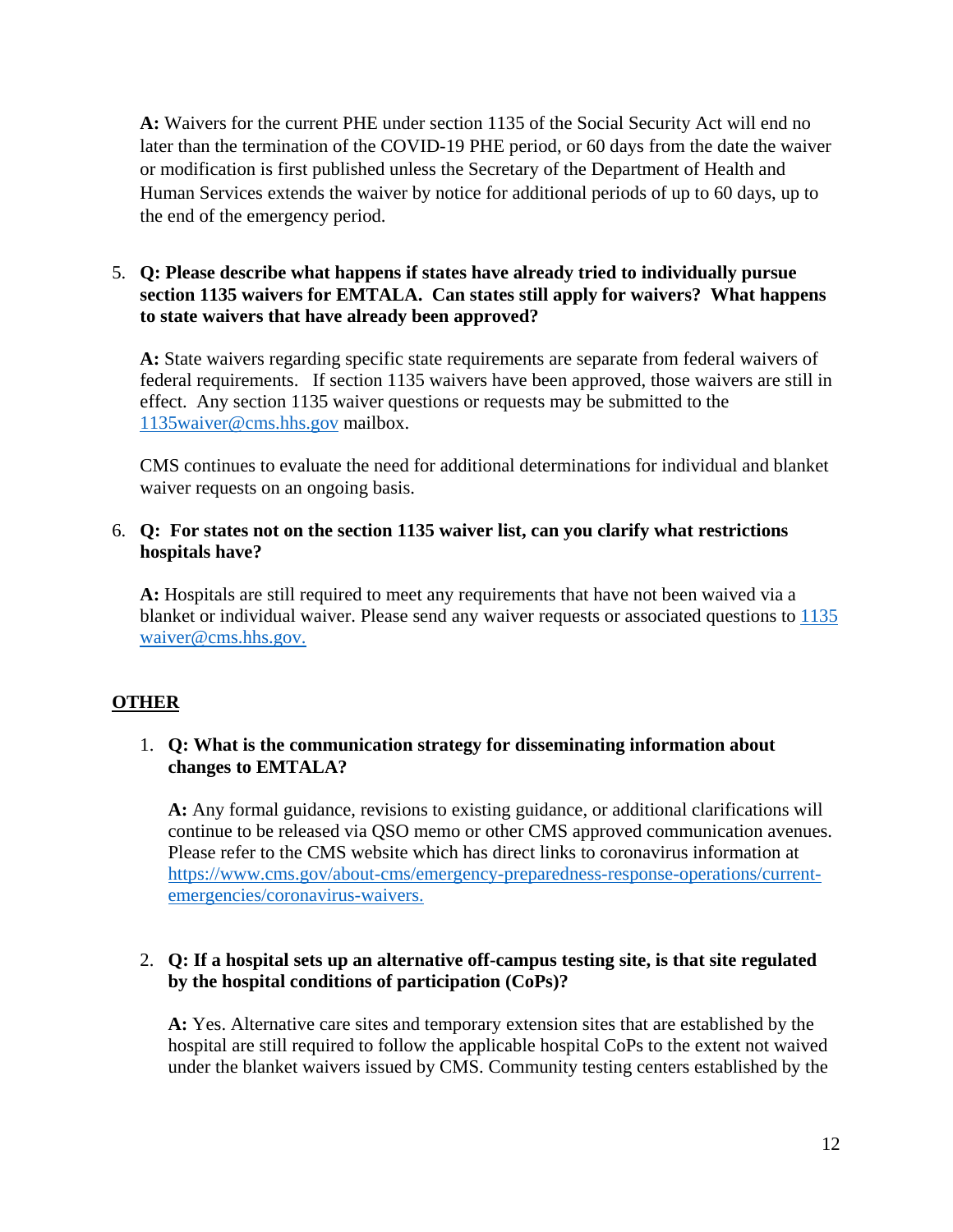**A:** Waivers for the current PHE under section 1135 of the Social Security Act will end no later than the termination of the COVID-19 PHE period, or 60 days from the date the waiver or modification is first published unless the Secretary of the Department of Health and Human Services extends the waiver by notice for additional periods of up to 60 days, up to the end of the emergency period.

5. **Q: Please describe what happens if states have already tried to individually pursue section 1135 waivers for EMTALA. Can states still apply for waivers? What happens to state waivers that have already been approved?**

   **A:** State waivers regarding specific state requirements are separate from federal waivers of federal requirements. If section 1135 waivers have been approved, those waivers are still in effect. Any section 1135 waiver questions or requests may be submitted to the 1135waiver@cms.hhs.gov mailbox.

   CMS continues to evaluate the need for additional determinations for individual and blanket waiver requests on an ongoing basis.

6. **Q: For states not on the section 1135 waiver list, can you clarify what restrictions hospitals have?**

   **A:** Hospitals are still required to meet any requirements that have not been waived via a blanket or individual waiver. Please send any waiver requests or associated questions to 1135 waiver@cms.hhs.gov.

## OTHER

1. **Q: What is the communication strategy for disseminating information about changes to EMTALA?**

   **A:** Any formal guidance, revisions to existing guidance, or additional clarifications will continue to be released via QSO memo or other CMS approved communication avenues. Please refer to the CMS website which has direct links to coronavirus information at https://www.cms.gov/about-cms/emergency-preparedness-response-operations/current-emergencies/coronavirus-waivers.

2. **Q: If a hospital sets up an alternative off-campus testing site, is that site regulated by the hospital conditions of participation (CoPs)?**

   **A:** Yes. Alternative care sites and temporary extension sites that are established by the hospital are still required to follow the applicable hospital CoPs to the extent not waived under the blanket waivers issued by CMS. Community testing centers established by the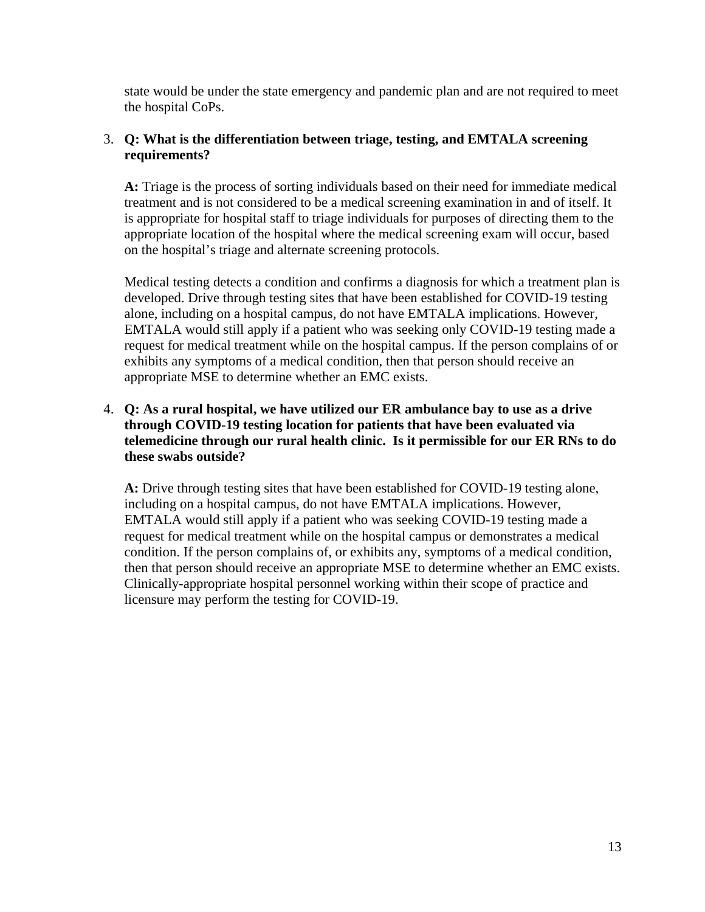state would be under the state emergency and pandemic plan and are not required to meet the hospital CoPs.

3. **Q: What is the differentiation between triage, testing, and EMTALA screening requirements?**

   **A:** Triage is the process of sorting individuals based on their need for immediate medical treatment and is not considered to be a medical screening examination in and of itself. It is appropriate for hospital staff to triage individuals for purposes of directing them to the appropriate location of the hospital where the medical screening exam will occur, based on the hospital's triage and alternate screening protocols.

   Medical testing detects a condition and confirms a diagnosis for which a treatment plan is developed. Drive through testing sites that have been established for COVID-19 testing alone, including on a hospital campus, do not have EMTALA implications. However, EMTALA would still apply if a patient who was seeking only COVID-19 testing made a request for medical treatment while on the hospital campus. If the person complains of or exhibits any symptoms of a medical condition, then that person should receive an appropriate MSE to determine whether an EMC exists.

4. **Q: As a rural hospital, we have utilized our ER ambulance bay to use as a drive through COVID-19 testing location for patients that have been evaluated via telemedicine through our rural health clinic. Is it permissible for our ER RNs to do these swabs outside?**

   **A:** Drive through testing sites that have been established for COVID-19 testing alone, including on a hospital campus, do not have EMTALA implications. However, EMTALA would still apply if a patient who was seeking COVID-19 testing made a request for medical treatment while on the hospital campus or demonstrates a medical condition. If the person complains of, or exhibits any, symptoms of a medical condition, then that person should receive an appropriate MSE to determine whether an EMC exists. Clinically-appropriate hospital personnel working within their scope of practice and licensure may perform the testing for COVID-19.